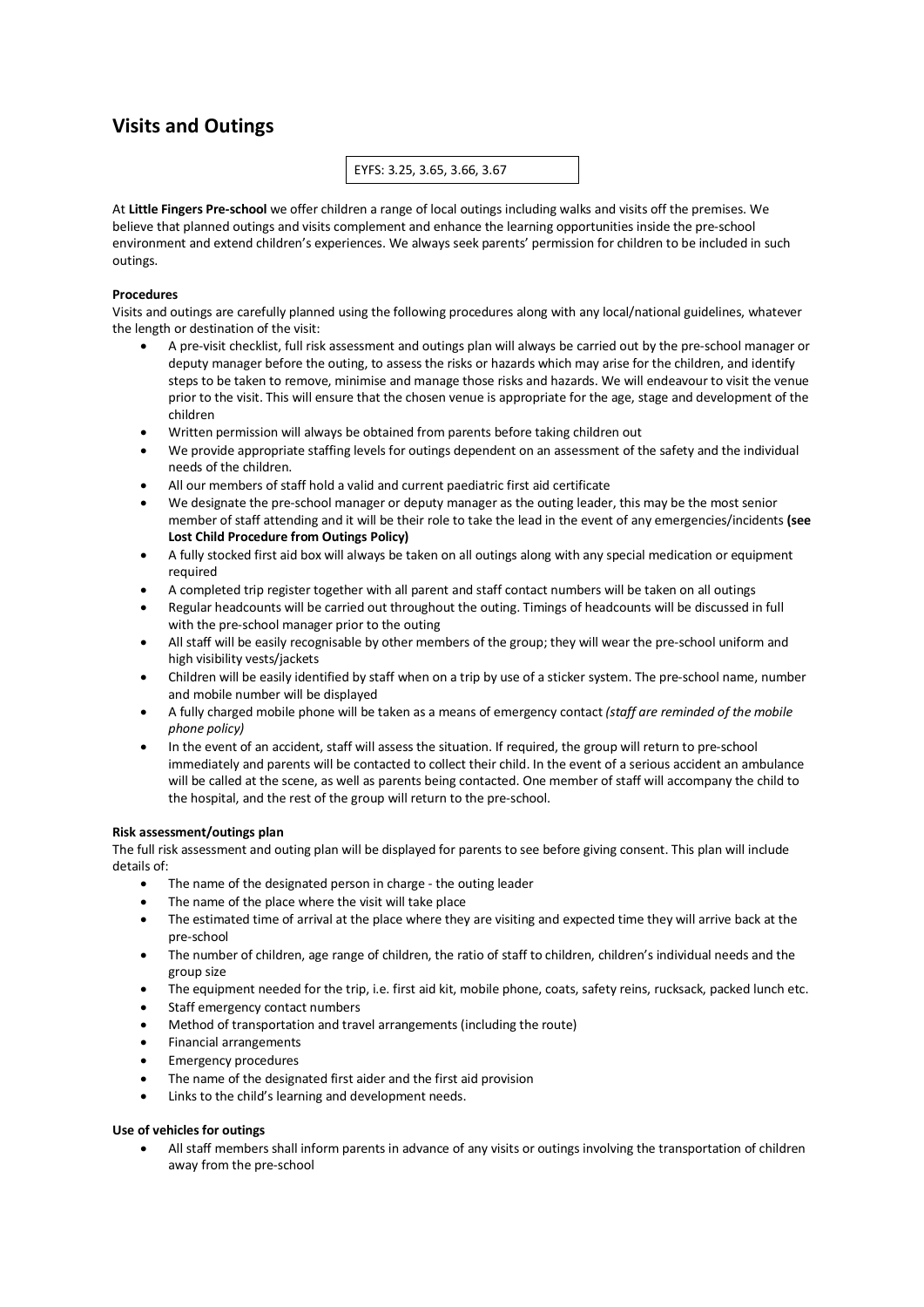# Visits and Outings

EYFS: 3.25, 3.65, 3.66, 3.67

At **Little Fingers Pre-school** we offer children a range of local outings including walks and visits off the premises. We believe that planned outings and visits complement and enhance the learning opportunities inside the pre-school environment and extend children's experiences. We always seek parents' permission for children to be included in such outings.

**Procedures**

Visits and outings are carefully planned using the following procedures along with any local/national guidelines, whatever the length or destination of the visit:

- A pre-visit checklist, full risk assessment and outings plan will always be carried out by the pre-school manager or deputy manager before the outing, to assess the risks or hazards which may arise for the children, and identify steps to be taken to remove, minimise and manage those risks and hazards. We will endeavour to visit the venue prior to the visit. This will ensure that the chosen venue is appropriate for the age, stage and development of the children
- Written permission will always be obtained from parents before taking children out
- We provide appropriate staffing levels for outings dependent on an assessment of the safety and the individual needs of the children.
- All our members of staff hold a valid and current paediatric first aid certificate
- We designate the pre-school manager or deputy manager as the outing leader, this may be the most senior member of staff attending and it will be their role to take the lead in the event of any emergencies/incidents **(see Lost Child Procedure from Outings Policy)**
- A fully stocked first aid box will always be taken on all outings along with any special medication or equipment required
- A completed trip register together with all parent and staff contact numbers will be taken on all outings
- Regular headcounts will be carried out throughout the outing. Timings of headcounts will be discussed in full with the pre-school manager prior to the outing
- All staff will be easily recognisable by other members of the group; they will wear the pre-school uniform and high visibility vests/jackets
- Children will be easily identified by staff when on a trip by use of a sticker system. The pre-school name, number and mobile number will be displayed
- A fully charged mobile phone will be taken as a means of emergency contact *(staff are reminded of the mobile phone policy)*
- In the event of an accident, staff will assess the situation. If required, the group will return to pre-school immediately and parents will be contacted to collect their child. In the event of a serious accident an ambulance will be called at the scene, as well as parents being contacted. One member of staff will accompany the child to the hospital, and the rest of the group will return to the pre-school.

**Risk assessment/outings plan**

The full risk assessment and outing plan will be displayed for parents to see before giving consent. This plan will include details of:

- The name of the designated person in charge - the outing leader
- The name of the place where the visit will take place
- The estimated time of arrival at the place where they are visiting and expected time they will arrive back at the pre-school
- The number of children, age range of children, the ratio of staff to children, children's individual needs and the group size
- The equipment needed for the trip, i.e. first aid kit, mobile phone, coats, safety reins, rucksack, packed lunch etc.
- Staff emergency contact numbers
- Method of transportation and travel arrangements (including the route)
- Financial arrangements
- Emergency procedures
- The name of the designated first aider and the first aid provision
- Links to the child's learning and development needs.

**Use of vehicles for outings**

- All staff members shall inform parents in advance of any visits or outings involving the transportation of children away from the pre-school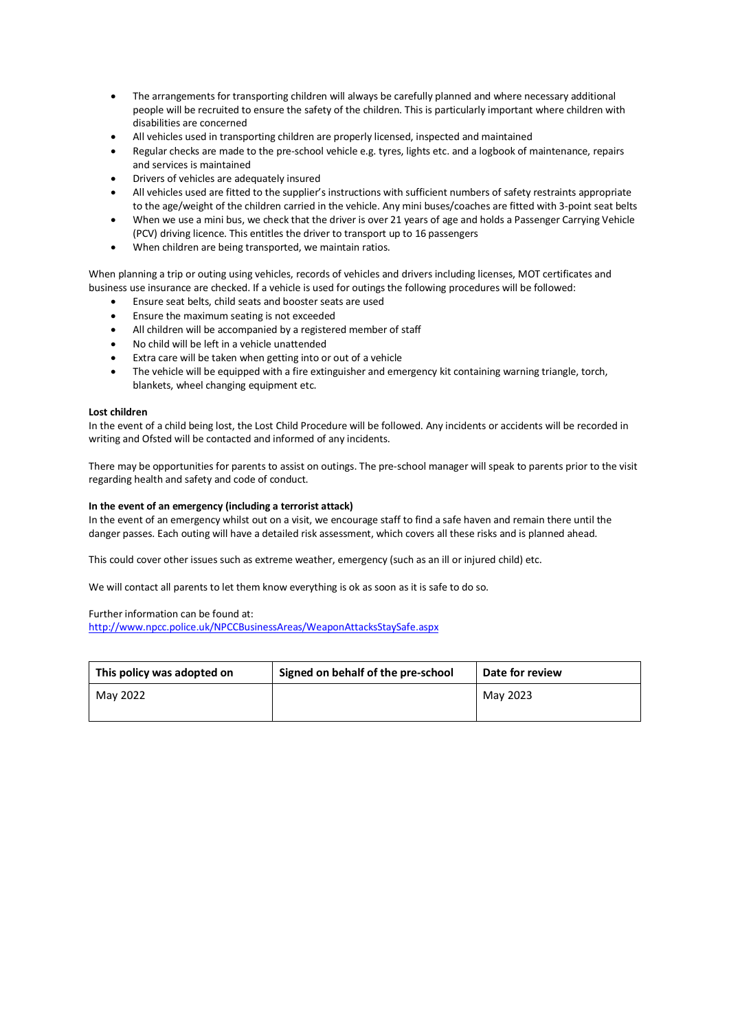- The arrangements for transporting children will always be carefully planned and where necessary additional people will be recruited to ensure the safety of the children. This is particularly important where children with disabilities are concerned
- All vehicles used in transporting children are properly licensed, inspected and maintained
- Regular checks are made to the pre-school vehicle e.g. tyres, lights etc. and a logbook of maintenance, repairs and services is maintained
- Drivers of vehicles are adequately insured
- All vehicles used are fitted to the supplier's instructions with sufficient numbers of safety restraints appropriate to the age/weight of the children carried in the vehicle. Any mini buses/coaches are fitted with 3-point seat belts
- When we use a mini bus, we check that the driver is over 21 years of age and holds a Passenger Carrying Vehicle (PCV) driving licence. This entitles the driver to transport up to 16 passengers
- When children are being transported, we maintain ratios.

When planning a trip or outing using vehicles, records of vehicles and drivers including licenses, MOT certificates and business use insurance are checked. If a vehicle is used for outings the following procedures will be followed:

- Ensure seat belts, child seats and booster seats are used
- Ensure the maximum seating is not exceeded
- All children will be accompanied by a registered member of staff
- No child will be left in a vehicle unattended
- Extra care will be taken when getting into or out of a vehicle
- The vehicle will be equipped with a fire extinguisher and emergency kit containing warning triangle, torch, blankets, wheel changing equipment etc.

**Lost children**

In the event of a child being lost, the Lost Child Procedure will be followed. Any incidents or accidents will be recorded in writing and Ofsted will be contacted and informed of any incidents.

There may be opportunities for parents to assist on outings. The pre-school manager will speak to parents prior to the visit regarding health and safety and code of conduct.

**In the event of an emergency (including a terrorist attack)**

In the event of an emergency whilst out on a visit, we encourage staff to find a safe haven and remain there until the danger passes. Each outing will have a detailed risk assessment, which covers all these risks and is planned ahead.

This could cover other issues such as extreme weather, emergency (such as an ill or injured child) etc.

We will contact all parents to let them know everything is ok as soon as it is safe to do so.

Further information can be found at:
http://www.npcc.police.uk/NPCCBusinessAreas/WeaponAttacksStaySafe.aspx

| This policy was adopted on | Signed on behalf of the pre-school | Date for review |
|---|---|---|
| May 2022 | | May 2023 |